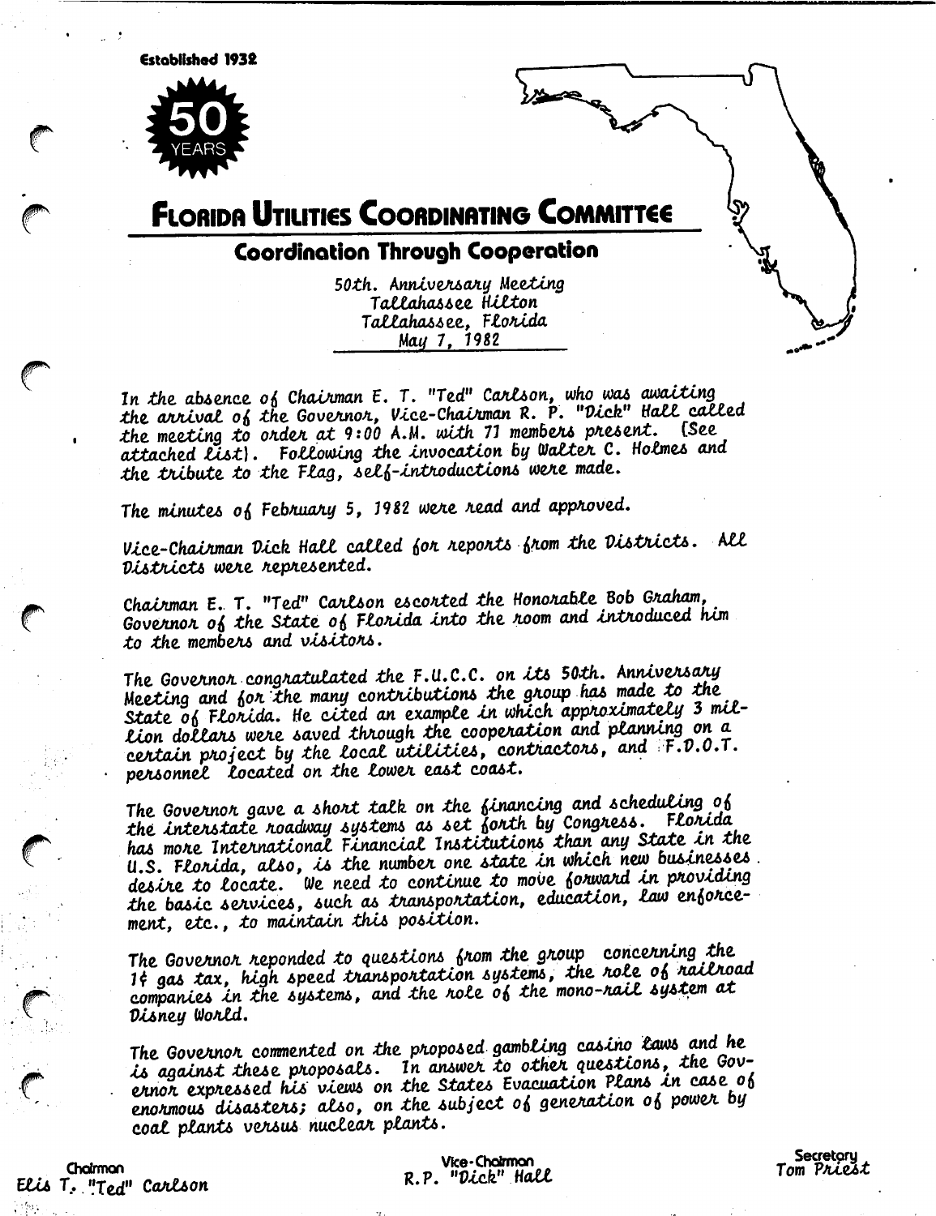Established 1932

50 YEARS

# Florida Utilities Coordinating Committee

## Coordination Through Cooperation

*50th. Anniversary Meeting*
*Tallahassee Hilton*
*Tallahassee, Florida*
*May 7, 1982*

In the absence of Chairman E. T. "Ted" Carlson, who was awaiting the arrival of the Governor, Vice-Chairman R. P. "Dick" Hall called the meeting to order at 9:00 A.M. with 71 members present. (See attached list). Following the invocation by Walter C. Holmes and the tribute to the Flag, self-introductions were made.

The minutes of February 5, 1982 were read and approved.

Vice-Chairman Dick Hall called for reports from the Districts. All Districts were represented.

Chairman E. T. "Ted" Carlson escorted the Honorable Bob Graham, Governor of the State of Florida into the room and introduced him to the members and visitors.

The Governor congratulated the F.U.C.C. on its 50th. Anniversary Meeting and for the many contributions the group has made to the State of Florida. He cited an example in which approximately 3 million dollars were saved through the cooperation and planning on a certain project by the local utilities, contractors, and F.D.O.T. personnel located on the lower east coast.

The Governor gave a short talk on the financing and scheduling of the interstate roadway systems as set forth by Congress. Florida has more International Financial Institutions than any State in the U.S. Florida, also, is the number one state in which new businesses desire to locate. We need to continue to move forward in providing the basic services, such as transportation, education, law enforcement, etc., to maintain this position.

The Governor reponded to questions from the group concerning the 1¢ gas tax, high speed transportation systems, the role of railroad companies in the systems, and the role of the mono-rail system at Disney World.

The Governor commented on the proposed gambling casino laws and he is against these proposals. In answer to other questions, the Governor expressed his views on the States Evacuation Plans in case of enormous disasters; also, on the subject of generation of power by coal plants versus nuclear plants.

Chairman
Elis T. "Ted" Carlson

Vice-Chairman
R.P. "Dick" Hall

Secretary
Tom Priest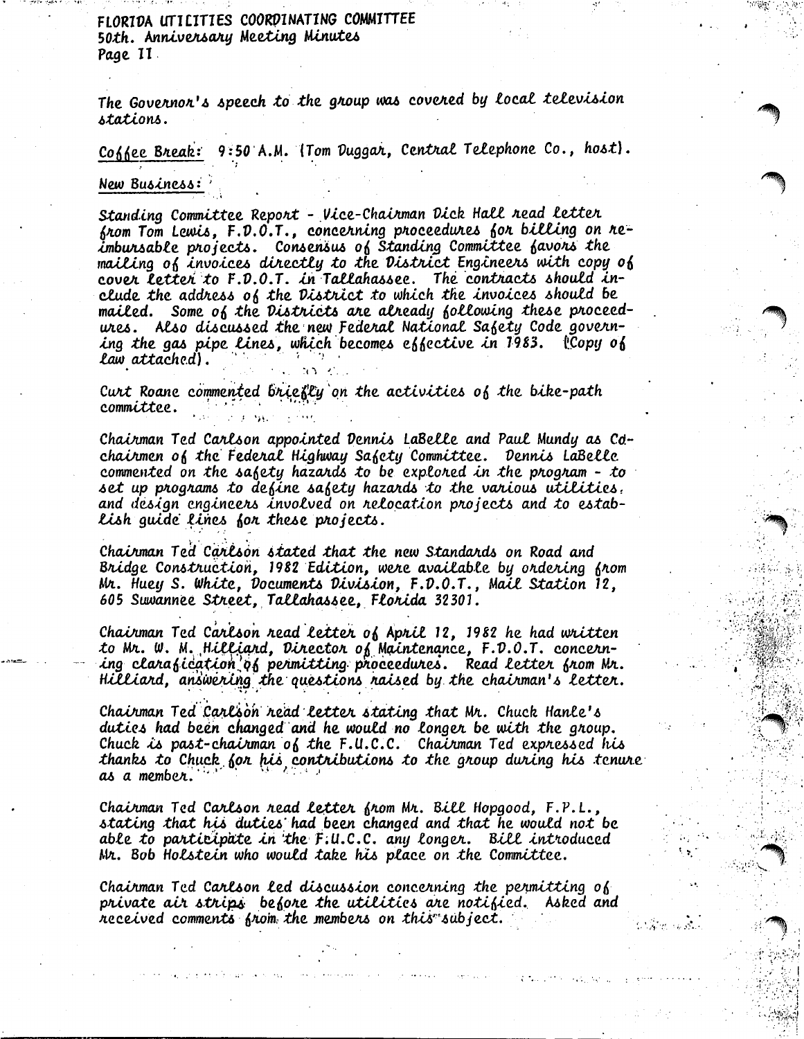The Governor's speech to the group was covered by local television stations.

Coffee Break: 9:50 A.M. (Tom Duggar, Central Telephone Co., host).

New Business:

Standing Committee Report - Vice-Chairman Dick Hall read letter from Tom Lewis, F.D.O.T., concerning proceedures for billing on reimbursable projects. Consensus of Standing Committee favors the mailing of invoices directly to the District Engineers with copy of cover letter to F.D.O.T. in Tallahassee. The contracts should include the address of the District to which the invoices should be mailed. Some of the Districts are already following these proceedures. Also discussed the new Federal National Safety Code governing the gas pipe lines, which becomes effective in 1983. (Copy of law attached).

Curt Roane commented briefly on the activities of the bike-path committee.

Chairman Ted Carlson appointed Dennis LaBelle and Paul Mundy as Co-chairmen of the Federal Highway Safety Committee. Dennis LaBelle commented on the safety hazards to be explored in the program - to set up programs to define safety hazards to the various utilities, and design engineers involved on relocation projects and to establish guide lines for these projects.

Chairman Ted Carlson stated that the new Standards on Road and Bridge Construction, 1982 Edition, were available by ordering from Mr. Huey S. White, Documents Division, F.D.O.T., Mail Station 12, 605 Suwannee Street, Tallahassee, Florida 32301.

Chairman Ted Carlson read letter of April 12, 1982 he had written to Mr. W. M. Hilliard, Director of Maintenance, F.D.O.T. concerning clarafication of permitting proceedures. Read letter from Mr. Hilliard, answering the questions raised by the chairman's letter.

Chairman Ted Carlson read letter stating that Mr. Chuck Hanle's duties had been changed and he would no longer be with the group. Chuck is past-chairman of the F.U.C.C. Chairman Ted expressed his thanks to Chuck for his contributions to the group during his tenure as a member.

Chairman Ted Carlson read letter from Mr. Bill Hopgood, F.P.L., stating that his duties had been changed and that he would not be able to participate in the F.U.C.C. any longer. Bill introduced Mr. Bob Holstein who would take his place on the Committee.

Chairman Ted Carlson led discussion concerning the permitting of private air strips before the utilities are notified. Asked and received comments from the members on this subject.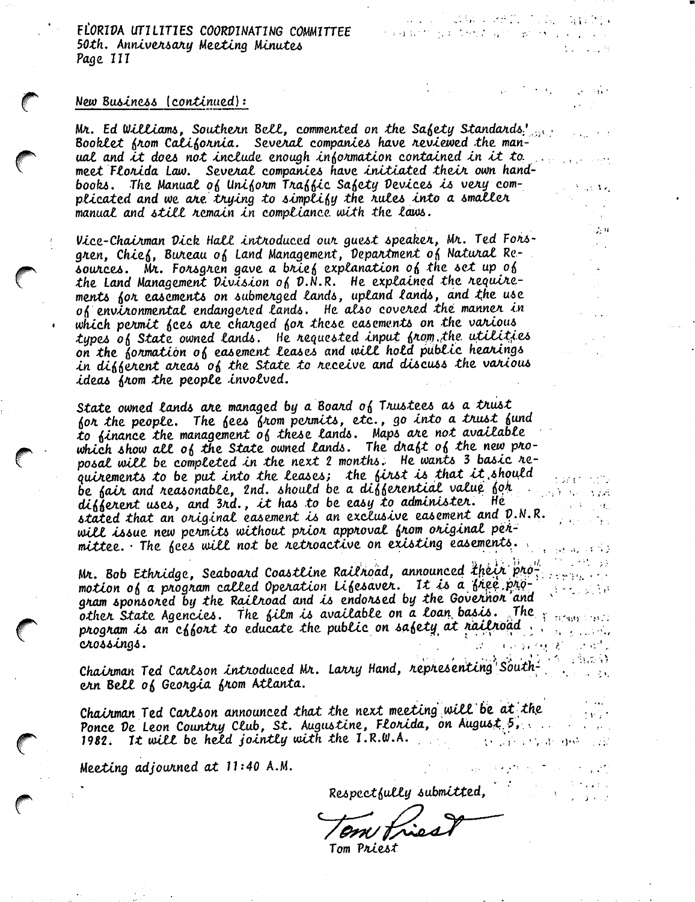## New Business (continued):

Mr. Ed Williams, Southern Bell, commented on the Safety Standards' Booklet from California. Several companies have reviewed the manual and it does not include enough information contained in it to meet Florida Law. Several companies have initiated their own handbooks. The Manual of Uniform Traffic Safety Devices is very complicated and we are trying to simplify the rules into a smaller manual and still remain in compliance with the laws.

Vice-Chairman Dick Hall introduced our guest speaker, Mr. Ted Forsgren, Chief, Bureau of Land Management, Department of Natural Resources. Mr. Forsgren gave a brief explanation of the set up of the Land Management Division of D.N.R. He explained the requirements for easements on submerged lands, upland lands, and the use of environmental endangered lands. He also covered the manner in which permit fees are charged for these easements on the various types of State owned lands. He requested input from the utilities on the formation of easement leases and will hold public hearings in different areas of the State to receive and discuss the various ideas from the people involved.

State owned lands are managed by a Board of Trustees as a trust for the people. The fees from permits, etc., go into a trust fund to finance the management of these lands. Maps are not available which show all of the State owned lands. The draft of the new proposal will be completed in the next 2 months. He wants 3 basic requirements to be put into the leases; the first is that it should be fair and reasonable, 2nd. should be a differential value for different uses, and 3rd., it has to be easy to administer. He stated that an original easement is an exclusive easement and D.N.R. will issue new permits without prior approval from original permittee. The fees will not be retroactive on existing easements.

Mr. Bob Ethridge, Seaboard Coastline Railroad, announced their promotion of a program called Operation Lifesaver. It is a free program sponsored by the Railroad and is endorsed by the Governor and other State Agencies. The film is available on a loan basis. The program is an effort to educate the public on safety at railroad crossings.

Chairman Ted Carlson introduced Mr. Larry Hand, representing Southern Bell of Georgia from Atlanta.

Chairman Ted Carlson announced that the next meeting will be at the Ponce De Leon Country Club, St. Augustine, Florida, on August 5, 1982. It will be held jointly with the I.R.W.A.

Meeting adjourned at 11:40 A.M.

Respectfully submitted,

Tom Priest

Tom Priest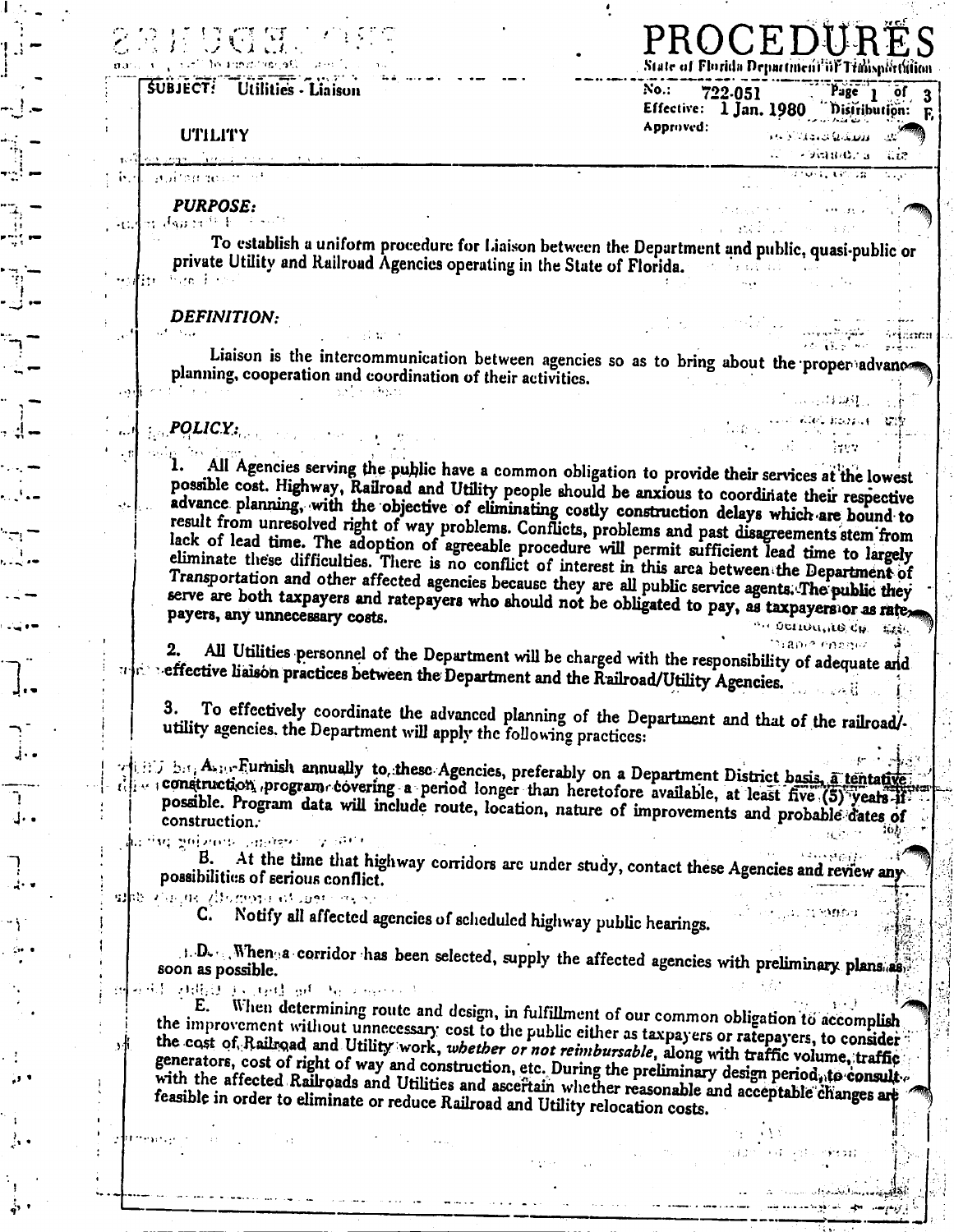# PROCEDURES

State of Florida Department of Transportation

SUBJECT: Utilities - Liaison

No.: 722-051
Effective: 1 Jan. 1980
Distribution: F
Approved:

UTILITY

## PURPOSE:

To establish a uniform procedure for Liaison between the Department and public, quasi-public or private Utility and Railroad Agencies operating in the State of Florida.

## DEFINITION:

Liaison is the intercommunication between agencies so as to bring about the proper advance planning, cooperation and coordination of their activities.

## POLICY:

1. All Agencies serving the public have a common obligation to provide their services at the lowest possible cost. Highway, Railroad and Utility people should be anxious to coordinate their respective advance planning, with the objective of eliminating costly construction delays which are bound to result from unresolved right of way problems. Conflicts, problems and past disagreements stem from lack of lead time. The adoption of agreeable procedure will permit sufficient lead time to largely eliminate these difficulties. There is no conflict of interest in this area between the Department of Transportation and other affected agencies because they are all public service agents. The public they serve are both taxpayers and ratepayers who should not be obligated to pay, as taxpayers or as ratepayers, any unnecessary costs.

2. All Utilities personnel of the Department will be charged with the responsibility of adequate and effective liaison practices between the Department and the Railroad/Utility Agencies.

3. To effectively coordinate the advanced planning of the Department and that of the railroad/utility agencies, the Department will apply the following practices:

   A. Furnish annually to these Agencies, preferably on a Department District basis, a tentative construction program covering a period longer than heretofore available, at least five (5) years if possible. Program data will include route, location, nature of improvements and probable dates of construction.

   B. At the time that highway corridors are under study, contact these Agencies and review any possibilities of serious conflict.

   C. Notify all affected agencies of scheduled highway public hearings.

   D. When a corridor has been selected, supply the affected agencies with preliminary plans as soon as possible.

   E. When determining route and design, in fulfillment of our common obligation to accomplish the improvement without unnecessary cost to the public either as taxpayers or ratepayers, to consider the cost of Railroad and Utility work, *whether or not reimbursable*, along with traffic volume, traffic generators, cost of right of way and construction, etc. During the preliminary design period, to consult with the affected Railroads and Utilities and ascertain whether reasonable and acceptable changes are feasible in order to eliminate or reduce Railroad and Utility relocation costs.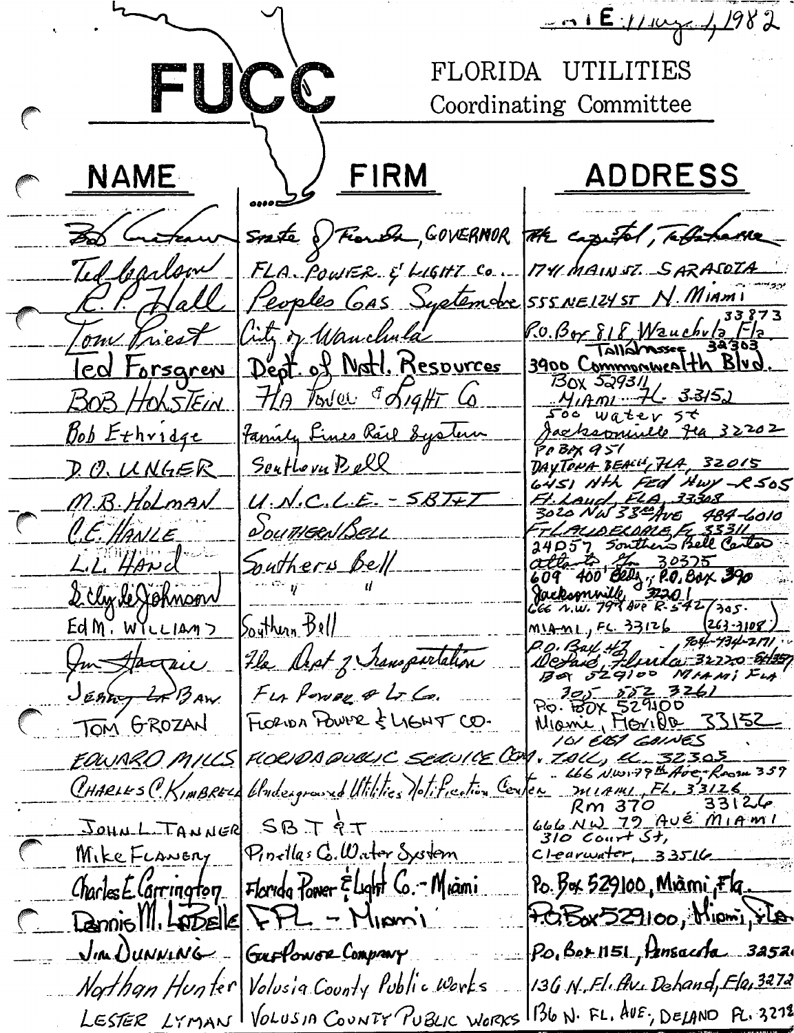...IE 11 Aug 4, 1982

# FUCC

FLORIDA UTILITIES
Coordinating Committee

| NAME | FIRM | ADDRESS |
|---|---|---|
| Bob Graham | State of Florida, GOVERNOR | The Capitol, Tallahassee |
| Ted Carlson | FLA. POWER & LIGHT Co. | 1741 MAIN ST. SARASOTA |
| R. P. Hall | Peoples Gas System | 555 NE 124 ST N. Miami |
| Tom Priest | City of Wauchula | P.O. Box 818 Wauchula Fla. 33873 |
| Ted Forsgren | Dept. of Natl. Resources | 3900 Commonwealth Blvd. Tallahassee 32303 |
| BOB HOLSTEIN | Fla Power & Light Co | Box 529311 MIAMI FL. 33152 |
| Bob Ethridge | Family Lines Rail System | 500 Water St Jacksonville Fla 32202 |
| D. O. UNGER | Southern Bell | PO BOX 951 DAYTONA BEACH, FLA. 32015 |
| M. B. HOLMAN | U.N.C.L.E. - SBT&T | 6451 Nth Fed Hwy - R505 Ft. Laud, FLA. 33308 |
| C. E. HANLE | SOUTHERN BELL | 3020 NW 33rd Ave 484-6010 FT LAUDERDALE, FL 33311 |
| L. L. Hand | Southern Bell | 24D57 Southern Bell Center Atlanta, Ga 30375 |
| J. Clyde Johnson | " " | 609 400 Bldg., P.O. Box 390 Jacksonville 32201 |
| Ed M. WILLIAMS | Southern Bell | 666 N.W. 79th Ave R-542 MIAMI, FL 33126 (305-263-7108) |
| Jim Haugie | Fla Dept of Transportation | P.O. Box 47 Deland, Florida 32720 904-734-2171 Ext 357 |
| JERRY LABAW | FLA POWER & Lt Co. | Box 529100 MIAMI FLA 305 552 3261 |
| TOM GROZAN | FLORIDA POWER & LIGHT CO. | PO. BOX 529100 Miami, Florida 33152 |
| EDWARD MILLS | FLORIDA PUBLIC SERVICE COM. | 101 EAST GAINES TALL, FL 32305 |
| CHARLES C. KIMBRELL | Underground Utilities Notification Center | 666 NW 79th Ave - Room 359 MIAMI, FL. 33126 |
| JOHN L. TANNER | SBT&T | RM 370 33126 666 NW 79 AVE MIAMI |
| Mike FLANERY | Pinellas Co. Water System | 310 Court St, Clearwater, 33516 |
| Charles E. Carrington | Florida Power & Light Co. - Miami | Po. Box 529100, Miami, Fla. |
| Dennis M. LaBelle | FPL - Miami | P.O. Box 529100, Miami, Fla. |
| Jim DUNNING | Gulf Power Company | Po. Box 1151, Pensacola 3252 |
| Nathan Hunter | Volusia County Public Works | 136 N. Fl. Ave. Deland, Fla. 3272 |
| LESTER LYMAN | VOLUSIA COUNTY PUBLIC WORKS | 136 N. FL. AVE., DELAND FL. 3272 |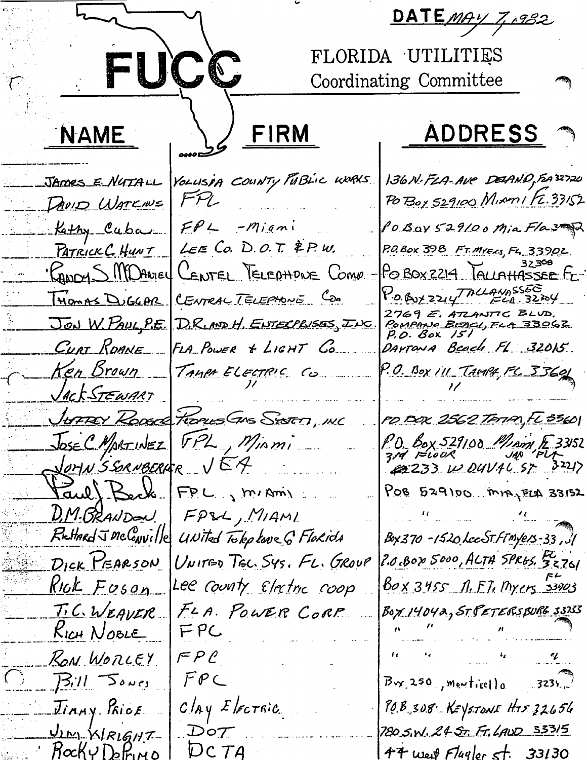DATE MAY 7, 1982

# FUCC

FLORIDA UTILITIES
Coordinating Committee

| NAME | FIRM | ADDRESS |
|---|---|---|
| JAMES E. NUTALL | VOLUSIA COUNTY PUBLIC WORKS | 136 N. FLA. AVE DELAND, FLA 32720 |
| DAVID WATKINS | FPL | PO Box 529100 Miami FL. 33152 |
| Kathy Cuba | FPL - Miami | PO Box 529100 Mia Fla 33152 |
| PATRICK C. HUNT | LEE Co. D.O.T. & P.W. | P.O. Box 398 FT. MYERS, FL 33902 |
| RANDY S. McDANIEL | CENTEL TELEPHONE COMP - | PO BOX 2214 TALLAHASSEE FL. 32308 |
| THOMAS DUGGAR | CENTRAL TELEPHONE Co. | P.O. Box 2214 TALLAHASSEE FLA. 32304 |
| JON W. PAUL, P.E. | D.R. AND H. ENTERPRISES, INC. | 2769 E. ATLANTIC BLVD. POMPANO BEACH, FLA 33062 |
| CURT ROANE | FLA POWER & LIGHT Co. | P.O. Box 151 DAYTONA Beach FL 32015 |
| Ken Brown | TAMPA ELECTRIC Co. | P.O. Box 111 TAMPA, FL 33601 |
| JACK STEWART | " | " |
| JEFFREY RODGER | PEOPLES GAS SYSTEM, INC | PO BOX 2562 TAMPA, FL 33601 |
| JOSE C. MARTINEZ | FPL, Miami | P.O. Box 529100 Miami, FL 33152 |
| JOHN S. SORNBERGER | JEA | 3rd FLOOR 233 W DUVAL ST. JAX FLA 32217 |
| Paul J. Beck | FPL, MIAMI | POB 529100 MIA, FLA 33152 |
| D.M. GRANDON | FP&L, MIAMI | " " |
| Richard J McConville | United Telephone Co Florida | Box 370 - 1520 Lee St. Ft Myers - 33,01 |
| DICK PEARSON | UNITED TEL. SYS. FL. GROUP | P.O. Box 5000, ALTA SPRGS. FL 32761 |
| Rick Foson | Lee County Electric coop | Box 3455 N. FT. Myers FL 33903 |
| T.C. WEAVER | FLA. POWER CORP. | Box 14042, ST PETERSBURG 33733 |
| RICH NOBLE | FPC | " " " |
| RON WORLEY | FPC | " " " " |
| Bill Jones | FPC | Box 250, Monticello 32344 |
| JIMMY PRICE | Clay Electric | P.O.B. 308 KEYSTONE HTS 32656 |
| JIM WRIGHT | DOT | 780 S.W. 24 ST. FT. LAUD 33315 |
| Rocky DePrimo | DCTA | 44 West Flagler st. 33130 |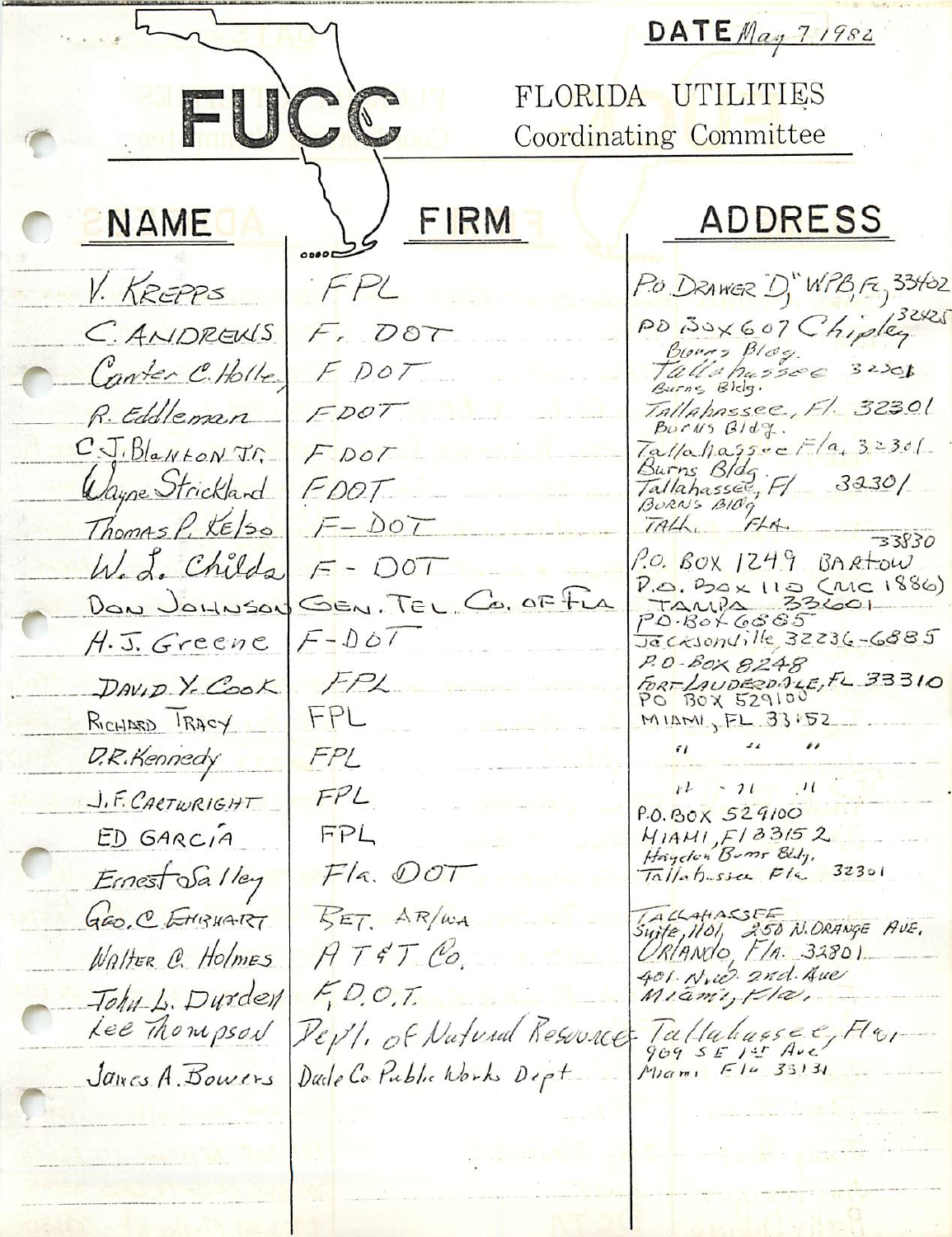DATE May 7 1982

# FUCC

FLORIDA UTILITIES
Coordinating Committee

| NAME | FIRM | ADDRESS |
| --- | --- | --- |
| V. KREPPS | FPL | P.O. DRAWER "D," WPB, FL, 33402 |
| C. ANDREWS | F. DOT | PO BOX 607 Chipley 32428 |
| Carter C. Holley | F DOT | Burns Bldg. Tallahassee 32301 |
| R. Eddleman | F DOT | Burns Bldg. Tallahassee, Fl. 32301 |
| C.J. Blanton Jr. | F DOT | Burns Bldg. Tallahassee Fla. 32301 |
| Wayne Strickland | F DOT | Burns Bldg. Tallahassee, Fl 32301 |
| Thomas P. Kelso | F-DOT | BURNS BLDG TALL. FLA. |
| W. L. Childs | F - DOT | P.O. BOX 1249 BARTOW 33830 |
| DON JOHNSON | GEN. TEL. Co. OF FLA | P.O. Box 110 (MC 1886) TAMPA 33601 |
| H. J. Greene | F-DOT | PO Box 6885 Jacksonville 32236-6885 |
| DAVID Y. COOK | FPL | P.O. Box 8248 FORT LAUDERDALE, FL 33310 |
| RICHARD TRACY | FPL | PO BOX 529100 MIAMI, FL 33152 |
| D.R. Kennedy | FPL | " " " |
| J.F. CARTWRIGHT | FPL | " " " |
| ED GARCÍA | FPL | P.O. BOX 529100 MIAMI, Fl 33152 |
| Ernest Salley | Fla. DOT | Haydon Burns Bldg. Tallahassee Fla. 32301 |
| GEO. C. EHRHART | SET. AR/WA | TALLAHASSEE |
| Walter C. Holmes | AT&T Co. | Suite 1101, 250 N. ORANGE AVE. ORLANDO, FLA. 32801 |
| John L. Durden | F.D.O.T. | 401 NW 2nd Ave Miami, Fla. |
| Lee Thompson | Dep't. of Natural Resources | Tallahassee, Fla. |
| James A. Bowers | Dade Co. Public Works Dept | 909 SE 1st Ave Miami Fla 33131 |